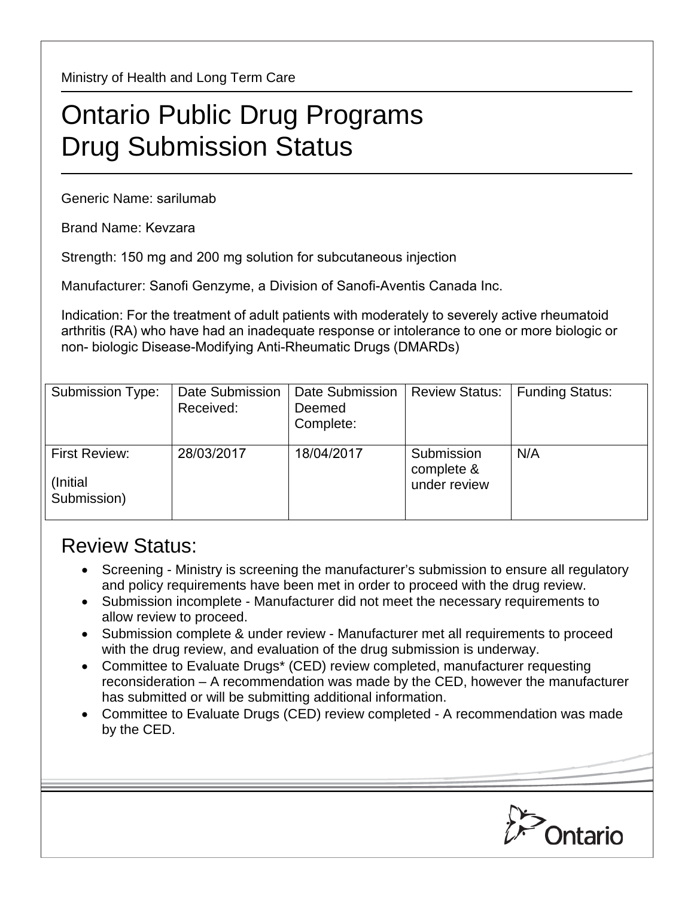Ministry of Health and Long Term Care

# Ontario Public Drug Programs
# Drug Submission Status

Generic Name: sarilumab

Brand Name: Kevzara

Strength: 150 mg and 200 mg solution for subcutaneous injection

Manufacturer: Sanofi Genzyme, a Division of Sanofi-Aventis Canada Inc.

Indication: For the treatment of adult patients with moderately to severely active rheumatoid arthritis (RA) who have had an inadequate response or intolerance to one or more biologic or non- biologic Disease-Modifying Anti-Rheumatic Drugs (DMARDs)

| Submission Type: | Date Submission Received: | Date Submission Deemed Complete: | Review Status: | Funding Status: |
|---|---|---|---|---|
| First Review: (Initial Submission) | 28/03/2017 | 18/04/2017 | Submission complete & under review | N/A |

## Review Status:

- Screening - Ministry is screening the manufacturer's submission to ensure all regulatory and policy requirements have been met in order to proceed with the drug review.
- Submission incomplete - Manufacturer did not meet the necessary requirements to allow review to proceed.
- Submission complete & under review - Manufacturer met all requirements to proceed with the drug review, and evaluation of the drug submission is underway.
- Committee to Evaluate Drugs* (CED) review completed, manufacturer requesting reconsideration – A recommendation was made by the CED, however the manufacturer has submitted or will be submitting additional information.
- Committee to Evaluate Drugs (CED) review completed - A recommendation was made by the CED.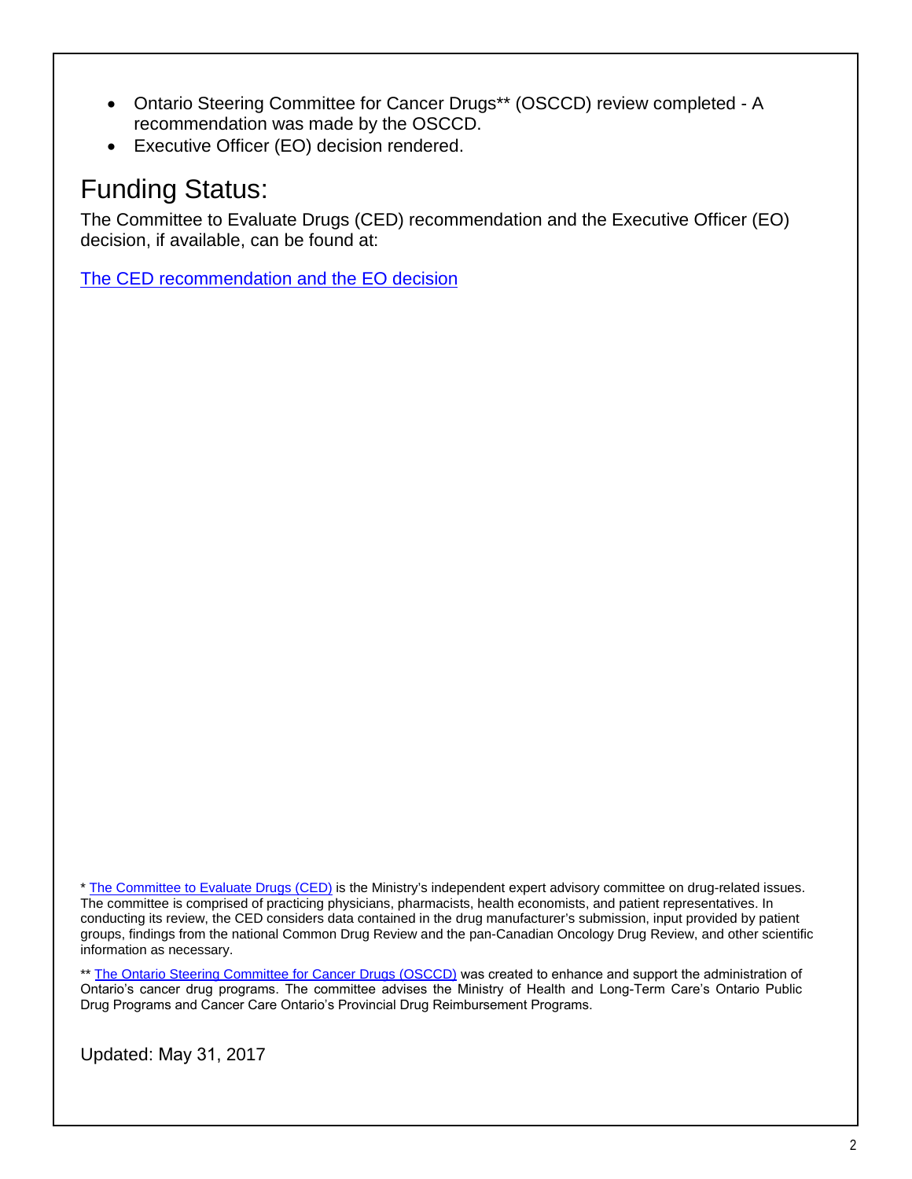- Ontario Steering Committee for Cancer Drugs** (OSCCD) review completed - A recommendation was made by the OSCCD.
- Executive Officer (EO) decision rendered.

# Funding Status:

The Committee to Evaluate Drugs (CED) recommendation and the Executive Officer (EO) decision, if available, can be found at:

The CED recommendation and the EO decision

* The Committee to Evaluate Drugs (CED) is the Ministry's independent expert advisory committee on drug-related issues. The committee is comprised of practicing physicians, pharmacists, health economists, and patient representatives. In conducting its review, the CED considers data contained in the drug manufacturer's submission, input provided by patient groups, findings from the national Common Drug Review and the pan-Canadian Oncology Drug Review, and other scientific information as necessary.

** The Ontario Steering Committee for Cancer Drugs (OSCCD) was created to enhance and support the administration of Ontario's cancer drug programs. The committee advises the Ministry of Health and Long-Term Care's Ontario Public Drug Programs and Cancer Care Ontario's Provincial Drug Reimbursement Programs.

Updated: May 31, 2017